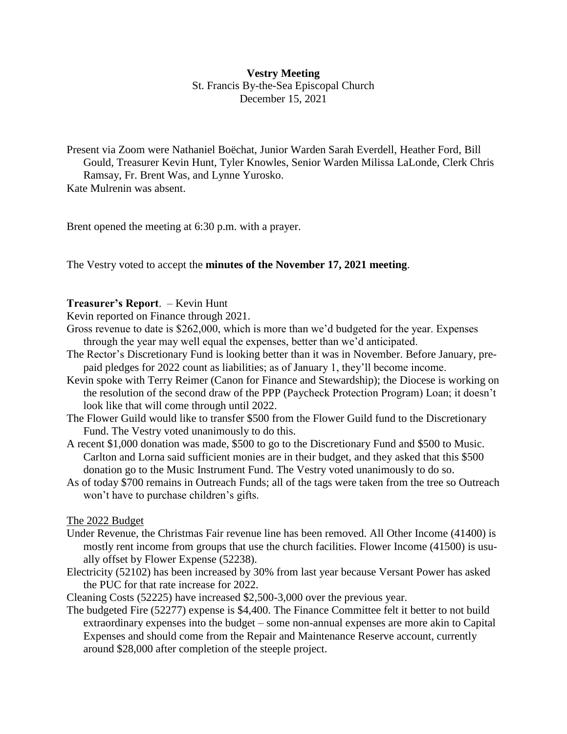**Vestry Meeting**
St. Francis By-the-Sea Episcopal Church
December 15, 2021

Present via Zoom were Nathaniel Boëchat, Junior Warden Sarah Everdell, Heather Ford, Bill Gould, Treasurer Kevin Hunt, Tyler Knowles, Senior Warden Milissa LaLonde, Clerk Chris Ramsay, Fr. Brent Was, and Lynne Yurosko.
Kate Mulrenin was absent.

Brent opened the meeting at 6:30 p.m. with a prayer.

The Vestry voted to accept the **minutes of the November 17, 2021 meeting**.

**Treasurer's Report**. – Kevin Hunt

Kevin reported on Finance through 2021.

Gross revenue to date is $262,000, which is more than we'd budgeted for the year. Expenses through the year may well equal the expenses, better than we'd anticipated.

The Rector's Discretionary Fund is looking better than it was in November. Before January, pre-paid pledges for 2022 count as liabilities; as of January 1, they'll become income.

Kevin spoke with Terry Reimer (Canon for Finance and Stewardship); the Diocese is working on the resolution of the second draw of the PPP (Paycheck Protection Program) Loan; it doesn't look like that will come through until 2022.

The Flower Guild would like to transfer $500 from the Flower Guild fund to the Discretionary Fund. The Vestry voted unanimously to do this.

A recent $1,000 donation was made, $500 to go to the Discretionary Fund and $500 to Music. Carlton and Lorna said sufficient monies are in their budget, and they asked that this $500 donation go to the Music Instrument Fund. The Vestry voted unanimously to do so.

As of today $700 remains in Outreach Funds; all of the tags were taken from the tree so Outreach won't have to purchase children's gifts.

The 2022 Budget

Under Revenue, the Christmas Fair revenue line has been removed. All Other Income (41400) is mostly rent income from groups that use the church facilities. Flower Income (41500) is usually offset by Flower Expense (52238).

Electricity (52102) has been increased by 30% from last year because Versant Power has asked the PUC for that rate increase for 2022.

Cleaning Costs (52225) have increased $2,500-3,000 over the previous year.

The budgeted Fire (52277) expense is $4,400. The Finance Committee felt it better to not build extraordinary expenses into the budget – some non-annual expenses are more akin to Capital Expenses and should come from the Repair and Maintenance Reserve account, currently around $28,000 after completion of the steeple project.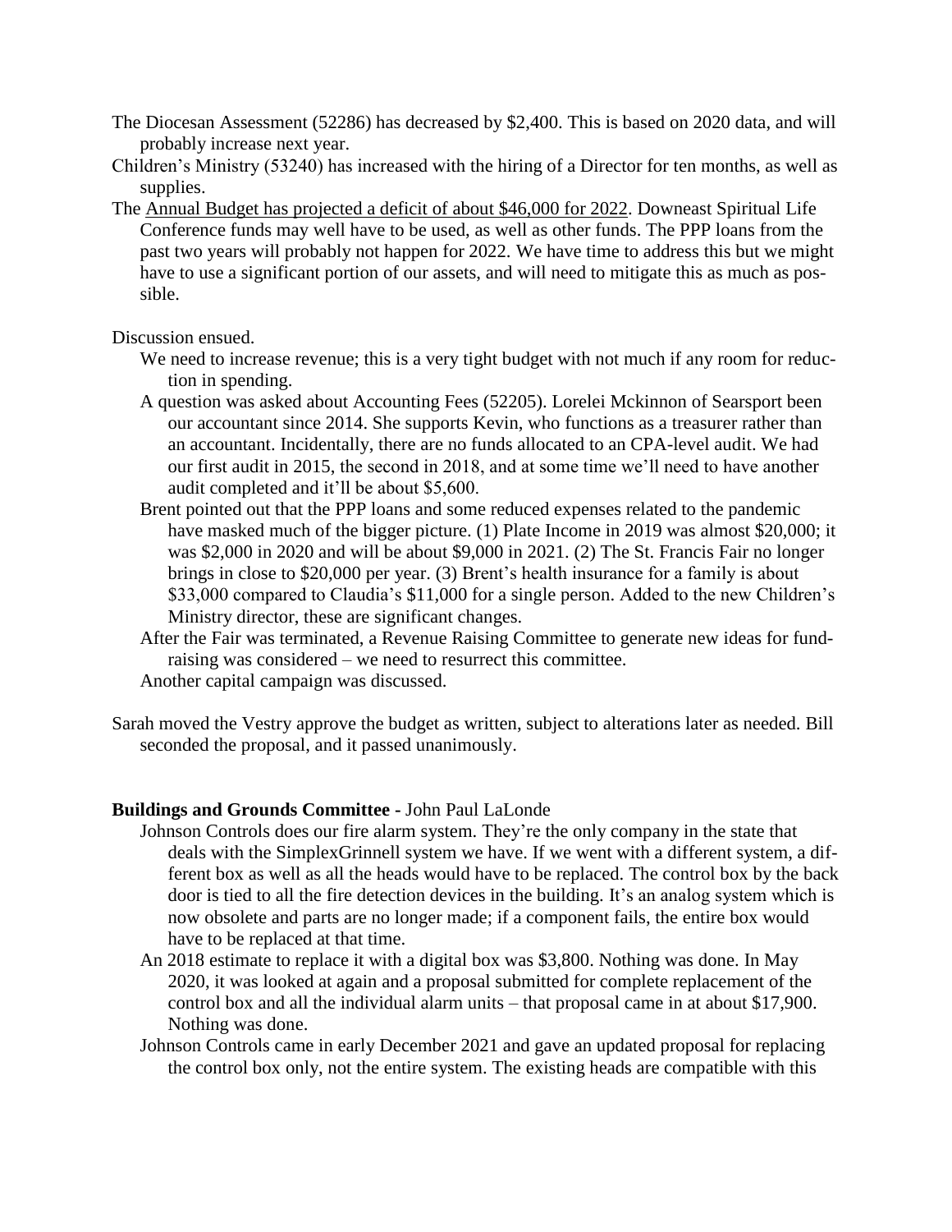The Diocesan Assessment (52286) has decreased by $2,400. This is based on 2020 data, and will probably increase next year.

Children's Ministry (53240) has increased with the hiring of a Director for ten months, as well as supplies.

The <u>Annual Budget has projected a deficit of about $46,000 for 2022</u>. Downeast Spiritual Life Conference funds may well have to be used, as well as other funds. The PPP loans from the past two years will probably not happen for 2022. We have time to address this but we might have to use a significant portion of our assets, and will need to mitigate this as much as possible.

Discussion ensued.

We need to increase revenue; this is a very tight budget with not much if any room for reduction in spending.

A question was asked about Accounting Fees (52205). Lorelei Mckinnon of Searsport been our accountant since 2014. She supports Kevin, who functions as a treasurer rather than an accountant. Incidentally, there are no funds allocated to an CPA-level audit. We had our first audit in 2015, the second in 2018, and at some time we'll need to have another audit completed and it'll be about $5,600.

Brent pointed out that the PPP loans and some reduced expenses related to the pandemic have masked much of the bigger picture. (1) Plate Income in 2019 was almost $20,000; it was $2,000 in 2020 and will be about $9,000 in 2021. (2) The St. Francis Fair no longer brings in close to $20,000 per year. (3) Brent's health insurance for a family is about $33,000 compared to Claudia's $11,000 for a single person. Added to the new Children's Ministry director, these are significant changes.

After the Fair was terminated, a Revenue Raising Committee to generate new ideas for fundraising was considered – we need to resurrect this committee.

Another capital campaign was discussed.

Sarah moved the Vestry approve the budget as written, subject to alterations later as needed. Bill seconded the proposal, and it passed unanimously.

**Buildings and Grounds Committee -** John Paul LaLonde

Johnson Controls does our fire alarm system. They're the only company in the state that deals with the SimplexGrinnell system we have. If we went with a different system, a different box as well as all the heads would have to be replaced. The control box by the back door is tied to all the fire detection devices in the building. It's an analog system which is now obsolete and parts are no longer made; if a component fails, the entire box would have to be replaced at that time.

An 2018 estimate to replace it with a digital box was $3,800. Nothing was done. In May 2020, it was looked at again and a proposal submitted for complete replacement of the control box and all the individual alarm units – that proposal came in at about $17,900. Nothing was done.

Johnson Controls came in early December 2021 and gave an updated proposal for replacing the control box only, not the entire system. The existing heads are compatible with this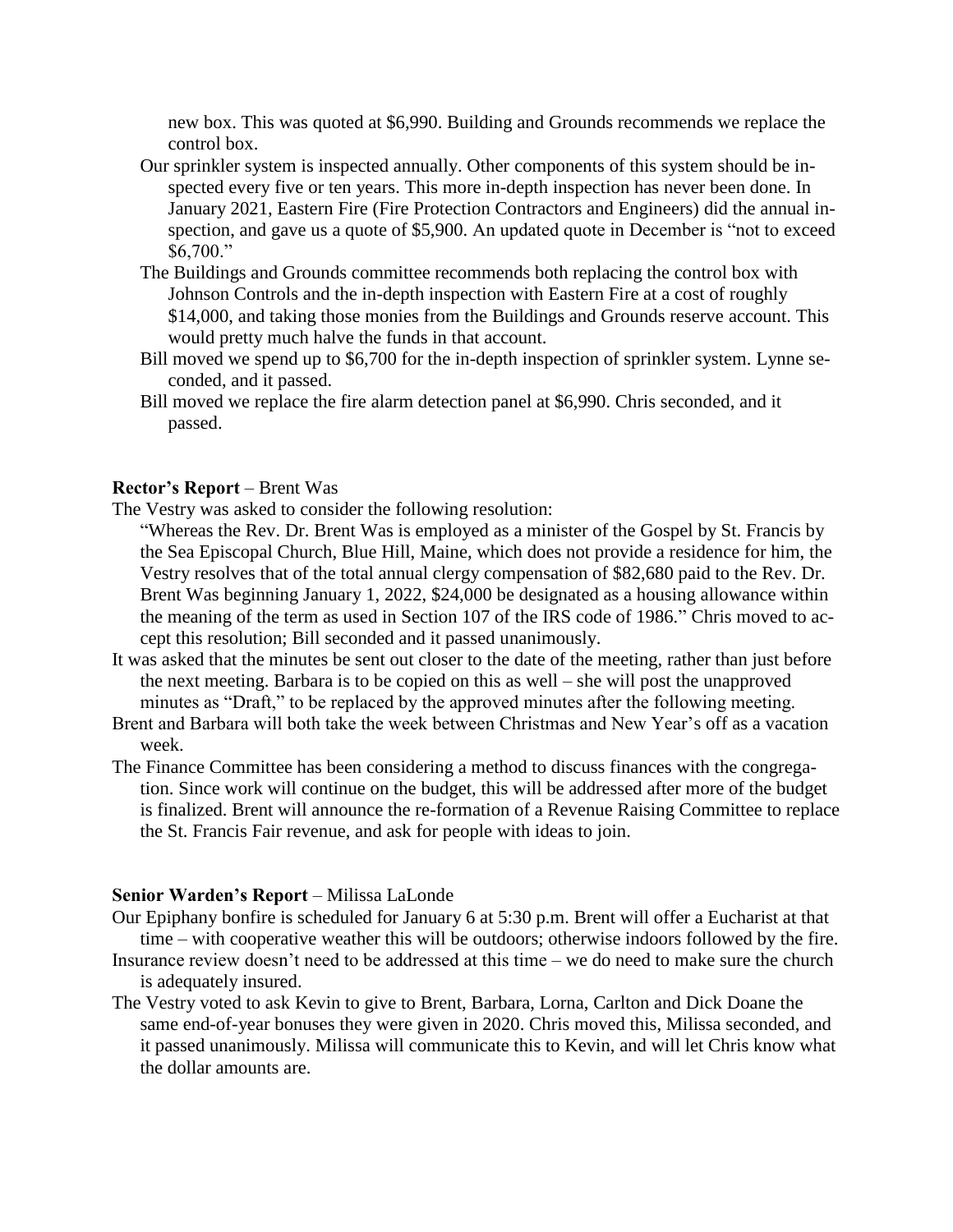new box. This was quoted at $6,990. Building and Grounds recommends we replace the control box.

Our sprinkler system is inspected annually. Other components of this system should be inspected every five or ten years. This more in-depth inspection has never been done. In January 2021, Eastern Fire (Fire Protection Contractors and Engineers) did the annual inspection, and gave us a quote of $5,900. An updated quote in December is "not to exceed $6,700."

The Buildings and Grounds committee recommends both replacing the control box with Johnson Controls and the in-depth inspection with Eastern Fire at a cost of roughly $14,000, and taking those monies from the Buildings and Grounds reserve account. This would pretty much halve the funds in that account.

Bill moved we spend up to $6,700 for the in-depth inspection of sprinkler system. Lynne seconded, and it passed.

Bill moved we replace the fire alarm detection panel at $6,990. Chris seconded, and it passed.

**Rector's Report** – Brent Was

The Vestry was asked to consider the following resolution:

"Whereas the Rev. Dr. Brent Was is employed as a minister of the Gospel by St. Francis by the Sea Episcopal Church, Blue Hill, Maine, which does not provide a residence for him, the Vestry resolves that of the total annual clergy compensation of $82,680 paid to the Rev. Dr. Brent Was beginning January 1, 2022, $24,000 be designated as a housing allowance within the meaning of the term as used in Section 107 of the IRS code of 1986." Chris moved to accept this resolution; Bill seconded and it passed unanimously.

It was asked that the minutes be sent out closer to the date of the meeting, rather than just before the next meeting. Barbara is to be copied on this as well – she will post the unapproved minutes as "Draft," to be replaced by the approved minutes after the following meeting.

Brent and Barbara will both take the week between Christmas and New Year's off as a vacation week.

The Finance Committee has been considering a method to discuss finances with the congregation. Since work will continue on the budget, this will be addressed after more of the budget is finalized. Brent will announce the re-formation of a Revenue Raising Committee to replace the St. Francis Fair revenue, and ask for people with ideas to join.

**Senior Warden's Report** – Milissa LaLonde

Our Epiphany bonfire is scheduled for January 6 at 5:30 p.m. Brent will offer a Eucharist at that time – with cooperative weather this will be outdoors; otherwise indoors followed by the fire.

Insurance review doesn't need to be addressed at this time – we do need to make sure the church is adequately insured.

The Vestry voted to ask Kevin to give to Brent, Barbara, Lorna, Carlton and Dick Doane the same end-of-year bonuses they were given in 2020. Chris moved this, Milissa seconded, and it passed unanimously. Milissa will communicate this to Kevin, and will let Chris know what the dollar amounts are.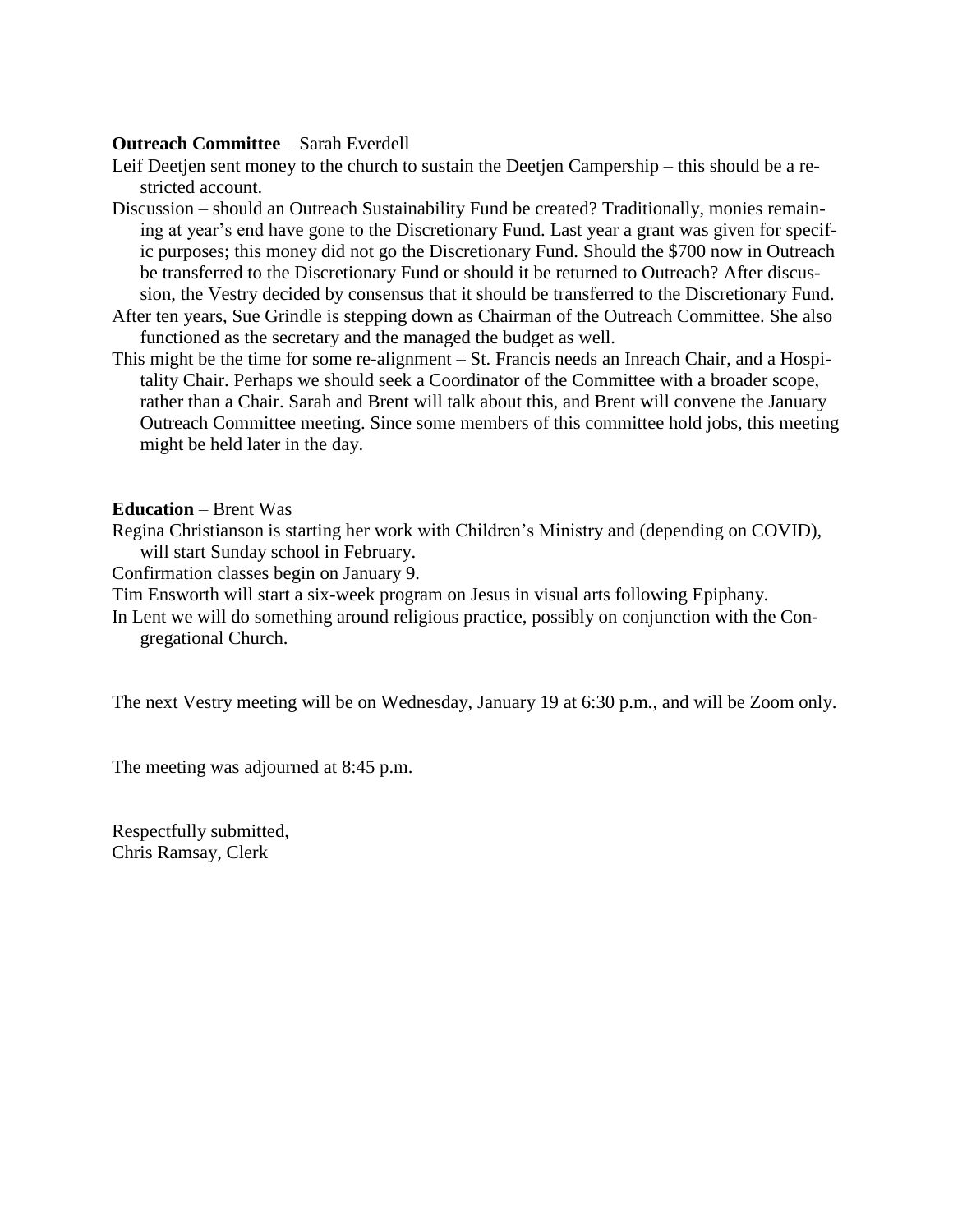**Outreach Committee** – Sarah Everdell

Leif Deetjen sent money to the church to sustain the Deetjen Campership – this should be a restricted account.

Discussion – should an Outreach Sustainability Fund be created? Traditionally, monies remaining at year's end have gone to the Discretionary Fund. Last year a grant was given for specific purposes; this money did not go the Discretionary Fund. Should the $700 now in Outreach be transferred to the Discretionary Fund or should it be returned to Outreach? After discussion, the Vestry decided by consensus that it should be transferred to the Discretionary Fund.

After ten years, Sue Grindle is stepping down as Chairman of the Outreach Committee. She also functioned as the secretary and the managed the budget as well.

This might be the time for some re-alignment – St. Francis needs an Inreach Chair, and a Hospitality Chair. Perhaps we should seek a Coordinator of the Committee with a broader scope, rather than a Chair. Sarah and Brent will talk about this, and Brent will convene the January Outreach Committee meeting. Since some members of this committee hold jobs, this meeting might be held later in the day.

**Education** – Brent Was

Regina Christianson is starting her work with Children's Ministry and (depending on COVID), will start Sunday school in February.

Confirmation classes begin on January 9.

Tim Ensworth will start a six-week program on Jesus in visual arts following Epiphany.

In Lent we will do something around religious practice, possibly on conjunction with the Congregational Church.

The next Vestry meeting will be on Wednesday, January 19 at 6:30 p.m., and will be Zoom only.

The meeting was adjourned at 8:45 p.m.

Respectfully submitted,
Chris Ramsay, Clerk